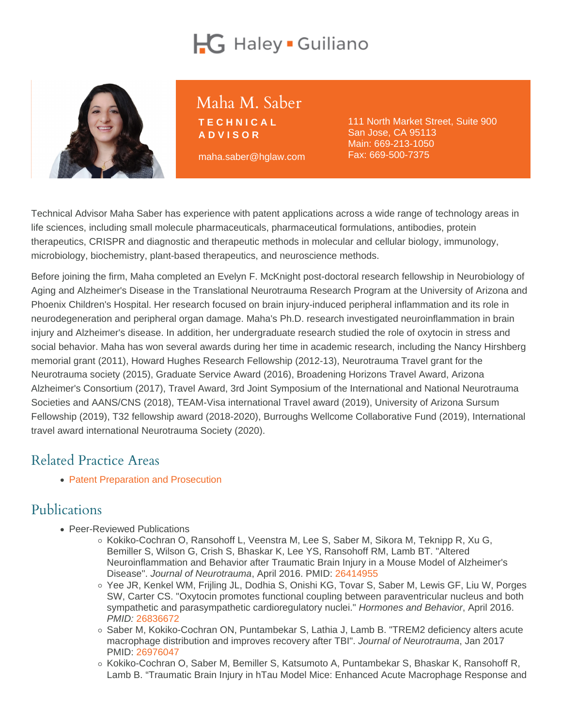# Maha M. Saber

**TECHNICAL ADVISOR**

maha.saber@hglaw.com

111 North Market Street, Suite 900
San Jose, CA 95113
Main: 669-213-1050
Fax: 669-500-7375

Technical Advisor Maha Saber has experience with patent applications across a wide range of technology areas in life sciences, including small molecule pharmaceuticals, pharmaceutical formulations, antibodies, protein therapeutics, CRISPR and diagnostic and therapeutic methods in molecular and cellular biology, immunology, microbiology, biochemistry, plant-based therapeutics, and neuroscience methods.

Before joining the firm, Maha completed an Evelyn F. McKnight post-doctoral research fellowship in Neurobiology of Aging and Alzheimer's Disease in the Translational Neurotrauma Research Program at the University of Arizona and Phoenix Children's Hospital. Her research focused on brain injury-induced peripheral inflammation and its role in neurodegeneration and peripheral organ damage. Maha's Ph.D. research investigated neuroinflammation in brain injury and Alzheimer's disease. In addition, her undergraduate research studied the role of oxytocin in stress and social behavior. Maha has won several awards during her time in academic research, including the Nancy Hirshberg memorial grant (2011), Howard Hughes Research Fellowship (2012-13), Neurotrauma Travel grant for the Neurotrauma society (2015), Graduate Service Award (2016), Broadening Horizons Travel Award, Arizona Alzheimer's Consortium (2017), Travel Award, 3rd Joint Symposium of the International and National Neurotrauma Societies and AANS/CNS (2018), TEAM-Visa international Travel award (2019), University of Arizona Sursum Fellowship (2019), T32 fellowship award (2018-2020), Burroughs Wellcome Collaborative Fund (2019), International travel award international Neurotrauma Society (2020).

## Related Practice Areas

- Patent Preparation and Prosecution

## Publications

- Peer-Reviewed Publications
  - Kokiko-Cochran O, Ransohoff L, Veenstra M, Lee S, Saber M, Sikora M, Teknipp R, Xu G, Bemiller S, Wilson G, Crish S, Bhaskar K, Lee YS, Ransohoff RM, Lamb BT. "Altered Neuroinflammation and Behavior after Traumatic Brain Injury in a Mouse Model of Alzheimer's Disease". *Journal of Neurotrauma*, April 2016. PMID: 26414955
  - Yee JR, Kenkel WM, Frijling JL, Dodhia S, Onishi KG, Tovar S, Saber M, Lewis GF, Liu W, Porges SW, Carter CS. "Oxytocin promotes functional coupling between paraventricular nucleus and both sympathetic and parasympathetic cardioregulatory nuclei." *Hormones and Behavior*, April 2016. *PMID:* 26836672
  - Saber M, Kokiko-Cochran ON, Puntambekar S, Lathia J, Lamb B. "TREM2 deficiency alters acute macrophage distribution and improves recovery after TBI". *Journal of Neurotrauma*, Jan 2017 PMID: 26976047
  - Kokiko-Cochran O, Saber M, Bemiller S, Katsumoto A, Puntambekar S, Bhaskar K, Ransohoff R, Lamb B. "Traumatic Brain Injury in hTau Model Mice: Enhanced Acute Macrophage Response and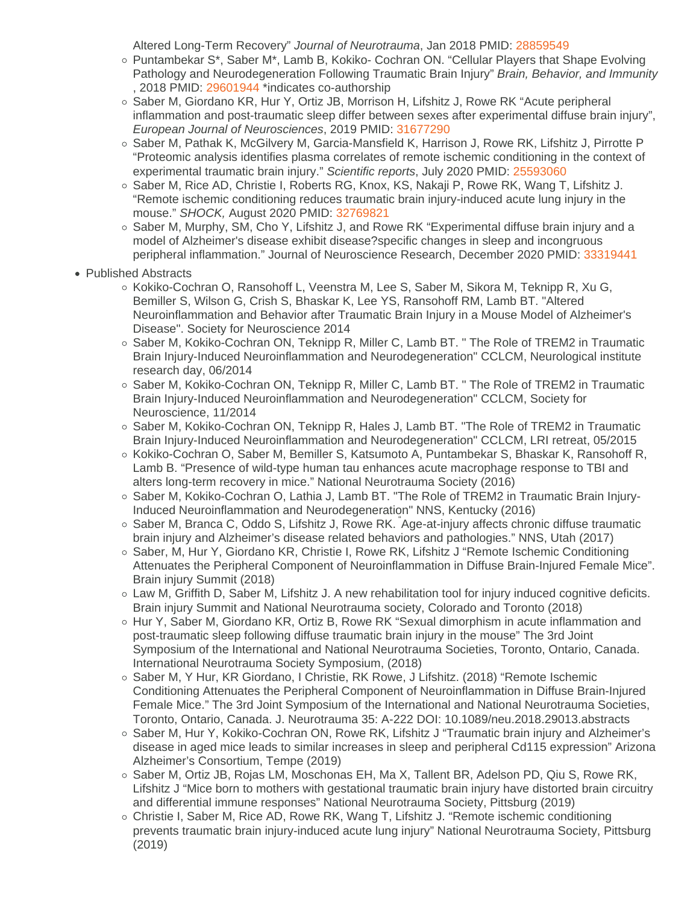Altered Long-Term Recovery" *Journal of Neurotrauma*, Jan 2018 PMID: 28859549
- Puntambekar S*, Saber M*, Lamb B, Kokiko- Cochran ON. "Cellular Players that Shape Evolving Pathology and Neurodegeneration Following Traumatic Brain Injury" *Brain, Behavior, and Immunity*, 2018 PMID: 29601944 *indicates co-authorship
- Saber M, Giordano KR, Hur Y, Ortiz JB, Morrison H, Lifshitz J, Rowe RK "Acute peripheral inflammation and post-traumatic sleep differ between sexes after experimental diffuse brain injury", *European Journal of Neurosciences*, 2019 PMID: 31677290
- Saber M, Pathak K, McGilvery M, Garcia-Mansfield K, Harrison J, Rowe RK, Lifshitz J, Pirrotte P "Proteomic analysis identifies plasma correlates of remote ischemic conditioning in the context of experimental traumatic brain injury." *Scientific reports*, July 2020 PMID: 25593060
- Saber M, Rice AD, Christie I, Roberts RG, Knox, KS, Nakaji P, Rowe RK, Wang T, Lifshitz J. "Remote ischemic conditioning reduces traumatic brain injury-induced acute lung injury in the mouse." *SHOCK,* August 2020 PMID: 32769821
- Saber M, Murphy, SM, Cho Y, Lifshitz J, and Rowe RK "Experimental diffuse brain injury and a model of Alzheimer's disease exhibit disease?specific changes in sleep and incongruous peripheral inflammation." Journal of Neuroscience Research, December 2020 PMID: 33319441

- Published Abstracts
  - Kokiko-Cochran O, Ransohoff L, Veenstra M, Lee S, Saber M, Sikora M, Teknipp R, Xu G, Bemiller S, Wilson G, Crish S, Bhaskar K, Lee YS, Ransohoff RM, Lamb BT. "Altered Neuroinflammation and Behavior after Traumatic Brain Injury in a Mouse Model of Alzheimer's Disease". Society for Neuroscience 2014
  - Saber M, Kokiko-Cochran ON, Teknipp R, Miller C, Lamb BT. " The Role of TREM2 in Traumatic Brain Injury-Induced Neuroinflammation and Neurodegeneration" CCLCM, Neurological institute research day, 06/2014
  - Saber M, Kokiko-Cochran ON, Teknipp R, Miller C, Lamb BT. " The Role of TREM2 in Traumatic Brain Injury-Induced Neuroinflammation and Neurodegeneration" CCLCM, Society for Neuroscience, 11/2014
  - Saber M, Kokiko-Cochran ON, Teknipp R, Hales J, Lamb BT. "The Role of TREM2 in Traumatic Brain Injury-Induced Neuroinflammation and Neurodegeneration" CCLCM, LRI retreat, 05/2015
  - Kokiko-Cochran O, Saber M, Bemiller S, Katsumoto A, Puntambekar S, Bhaskar K, Ransohoff R, Lamb B. "Presence of wild-type human tau enhances acute macrophage response to TBI and alters long-term recovery in mice." National Neurotrauma Society (2016)
  - Saber M, Kokiko-Cochran O, Lathia J, Lamb BT. "The Role of TREM2 in Traumatic Brain Injury-Induced Neuroinflammation and Neurodegeneration" NNS, Kentucky (2016)
  - Saber M, Branca C, Oddo S, Lifshitz J, Rowe RK. "Age-at-injury affects chronic diffuse traumatic brain injury and Alzheimer's disease related behaviors and pathologies." NNS, Utah (2017)
  - Saber, M, Hur Y, Giordano KR, Christie I, Rowe RK, Lifshitz J "Remote Ischemic Conditioning Attenuates the Peripheral Component of Neuroinflammation in Diffuse Brain-Injured Female Mice". Brain injury Summit (2018)
  - Law M, Griffith D, Saber M, Lifshitz J. A new rehabilitation tool for injury induced cognitive deficits. Brain injury Summit and National Neurotrauma society, Colorado and Toronto (2018)
  - Hur Y, Saber M, Giordano KR, Ortiz B, Rowe RK "Sexual dimorphism in acute inflammation and post-traumatic sleep following diffuse traumatic brain injury in the mouse" The 3rd Joint Symposium of the International and National Neurotrauma Societies, Toronto, Ontario, Canada. International Neurotrauma Society Symposium, (2018)
  - Saber M, Y Hur, KR Giordano, I Christie, RK Rowe, J Lifshitz. (2018) "Remote Ischemic Conditioning Attenuates the Peripheral Component of Neuroinflammation in Diffuse Brain-Injured Female Mice." The 3rd Joint Symposium of the International and National Neurotrauma Societies, Toronto, Ontario, Canada. J. Neurotrauma 35: A-222 DOI: 10.1089/neu.2018.29013.abstracts
  - Saber M, Hur Y, Kokiko-Cochran ON, Rowe RK, Lifshitz J "Traumatic brain injury and Alzheimer's disease in aged mice leads to similar increases in sleep and peripheral Cd115 expression" Arizona Alzheimer's Consortium, Tempe (2019)
  - Saber M, Ortiz JB, Rojas LM, Moschonas EH, Ma X, Tallent BR, Adelson PD, Qiu S, Rowe RK, Lifshitz J "Mice born to mothers with gestational traumatic brain injury have distorted brain circuitry and differential immune responses" National Neurotrauma Society, Pittsburg (2019)
  - Christie I, Saber M, Rice AD, Rowe RK, Wang T, Lifshitz J. "Remote ischemic conditioning prevents traumatic brain injury-induced acute lung injury" National Neurotrauma Society, Pittsburg (2019)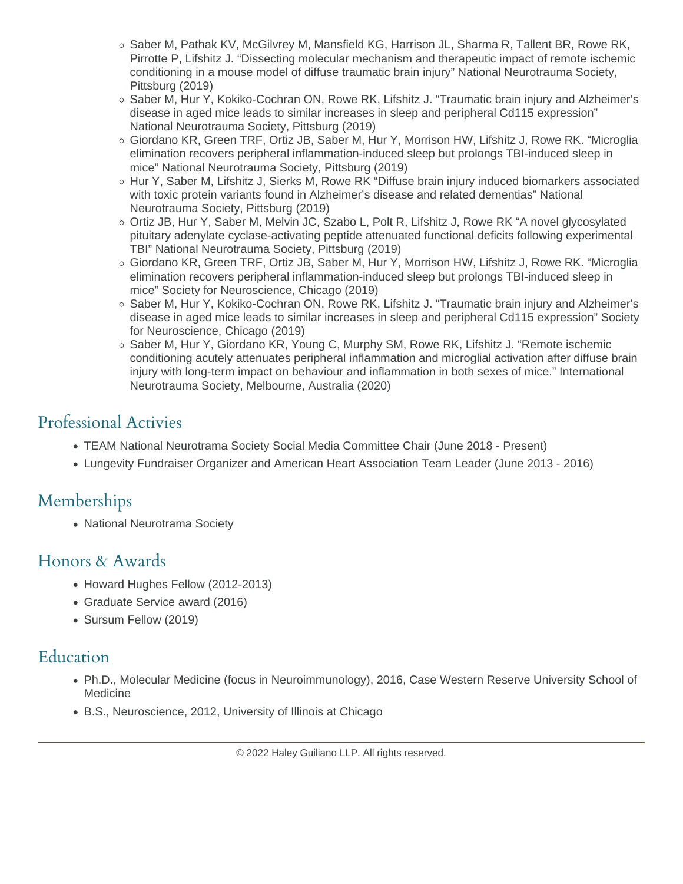- Saber M, Pathak KV, McGilvrey M, Mansfield KG, Harrison JL, Sharma R, Tallent BR, Rowe RK, Pirrotte P, Lifshitz J. “Dissecting molecular mechanism and therapeutic impact of remote ischemic conditioning in a mouse model of diffuse traumatic brain injury” National Neurotrauma Society, Pittsburg (2019)
- Saber M, Hur Y, Kokiko-Cochran ON, Rowe RK, Lifshitz J. “Traumatic brain injury and Alzheimer’s disease in aged mice leads to similar increases in sleep and peripheral Cd115 expression” National Neurotrauma Society, Pittsburg (2019)
- Giordano KR, Green TRF, Ortiz JB, Saber M, Hur Y, Morrison HW, Lifshitz J, Rowe RK. “Microglia elimination recovers peripheral inflammation-induced sleep but prolongs TBI-induced sleep in mice” National Neurotrauma Society, Pittsburg (2019)
- Hur Y, Saber M, Lifshitz J, Sierks M, Rowe RK “Diffuse brain injury induced biomarkers associated with toxic protein variants found in Alzheimer’s disease and related dementias” National Neurotrauma Society, Pittsburg (2019)
- Ortiz JB, Hur Y, Saber M, Melvin JC, Szabo L, Polt R, Lifshitz J, Rowe RK “A novel glycosylated pituitary adenylate cyclase-activating peptide attenuated functional deficits following experimental TBI” National Neurotrauma Society, Pittsburg (2019)
- Giordano KR, Green TRF, Ortiz JB, Saber M, Hur Y, Morrison HW, Lifshitz J, Rowe RK. “Microglia elimination recovers peripheral inflammation-induced sleep but prolongs TBI-induced sleep in mice” Society for Neuroscience, Chicago (2019)
- Saber M, Hur Y, Kokiko-Cochran ON, Rowe RK, Lifshitz J. “Traumatic brain injury and Alzheimer’s disease in aged mice leads to similar increases in sleep and peripheral Cd115 expression” Society for Neuroscience, Chicago (2019)
- Saber M, Hur Y, Giordano KR, Young C, Murphy SM, Rowe RK, Lifshitz J. “Remote ischemic conditioning acutely attenuates peripheral inflammation and microglial activation after diffuse brain injury with long-term impact on behaviour and inflammation in both sexes of mice.” International Neurotrauma Society, Melbourne, Australia (2020)

## Professional Activies

- TEAM National Neurotrama Society Social Media Committee Chair (June 2018 - Present)
- Lungevity Fundraiser Organizer and American Heart Association Team Leader (June 2013 - 2016)

## Memberships

- National Neurotrama Society

## Honors & Awards

- Howard Hughes Fellow (2012-2013)
- Graduate Service award (2016)
- Sursum Fellow (2019)

## Education

- Ph.D., Molecular Medicine (focus in Neuroimmunology), 2016, Case Western Reserve University School of Medicine
- B.S., Neuroscience, 2012, University of Illinois at Chicago